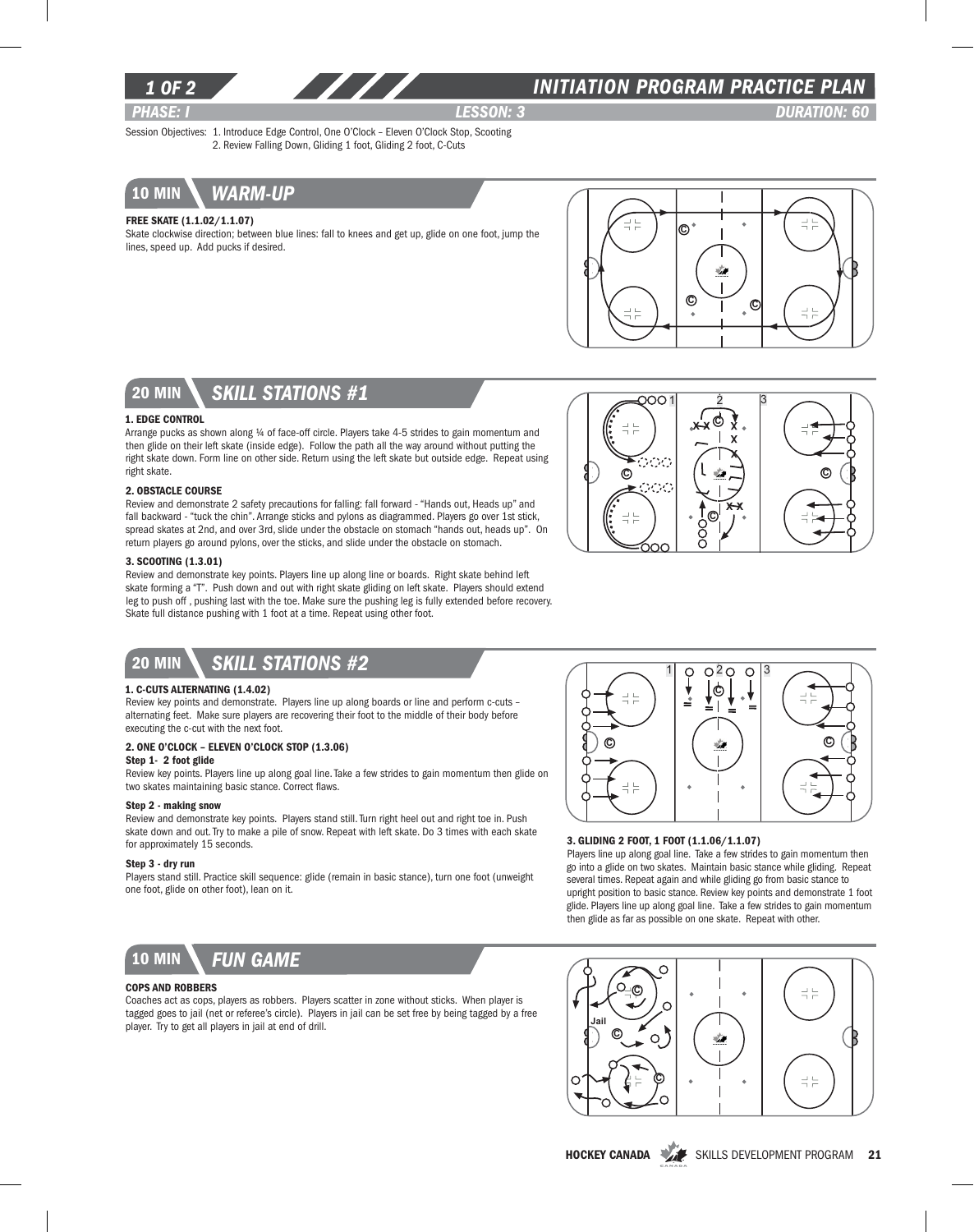# INITIATION PROGRAM PRACTICE PLAN

**PHASE: I** | **LESSON: 3** | **DURATION: 60**

Session Objectives: 1. Introduce Edge Control, One O'Clock – Eleven O'Clock Stop, Scooting
2. Review Falling Down, Gliding 1 foot, Gliding 2 foot, C-Cuts

## 10 MIN WARM-UP

**FREE SKATE (1.1.02/1.1.07)**

Skate clockwise direction; between blue lines: fall to knees and get up, glide on one foot, jump the lines, speed up. Add pucks if desired.

## 20 MIN SKILL STATIONS #1

**1. EDGE CONTROL**

Arrange pucks as shown along ¼ of face-off circle. Players take 4-5 strides to gain momentum and then glide on their left skate (inside edge). Follow the path all the way around without putting the right skate down. Form line on other side. Return using the left skate but outside edge. Repeat using right skate.

**2. OBSTACLE COURSE**

Review and demonstrate 2 safety precautions for falling: fall forward - "Hands out, Heads up" and fall backward - "tuck the chin". Arrange sticks and pylons as diagrammed. Players go over 1st stick, spread skates at 2nd, and over 3rd, slide under the obstacle on stomach "hands out, heads up". On return players go around pylons, over the sticks, and slide under the obstacle on stomach.

**3. SCOOTING (1.3.01)**

Review and demonstrate key points. Players line up along line or boards. Right skate behind left skate forming a "T". Push down and out with right skate gliding on left skate. Players should extend leg to push off , pushing last with the toe. Make sure the pushing leg is fully extended before recovery. Skate full distance pushing with 1 foot at a time. Repeat using other foot.

## 20 MIN SKILL STATIONS #2

**1. C-CUTS ALTERNATING (1.4.02)**

Review key points and demonstrate. Players line up along boards or line and perform c-cuts – alternating feet. Make sure players are recovering their foot to the middle of their body before executing the c-cut with the next foot.

**2. ONE O'CLOCK – ELEVEN O'CLOCK STOP (1.3.06)**

**Step 1- 2 foot glide**

Review key points. Players line up along goal line. Take a few strides to gain momentum then glide on two skates maintaining basic stance. Correct flaws.

**Step 2 - making snow**

Review and demonstrate key points. Players stand still. Turn right heel out and right toe in. Push skate down and out. Try to make a pile of snow. Repeat with left skate. Do 3 times with each skate for approximately 15 seconds.

**Step 3 - dry run**

Players stand still. Practice skill sequence: glide (remain in basic stance), turn one foot (unweight one foot, glide on other foot), lean on it.

**3. GLIDING 2 FOOT, 1 FOOT (1.1.06/1.1.07)**

Players line up along goal line. Take a few strides to gain momentum then go into a glide on two skates. Maintain basic stance while gliding. Repeat several times. Repeat again and while gliding go from basic stance to upright position to basic stance. Review key points and demonstrate 1 foot glide. Players line up along goal line. Take a few strides to gain momentum then glide as far as possible on one skate. Repeat with other.

## 10 MIN FUN GAME

**COPS AND ROBBERS**

Coaches act as cops, players as robbers. Players scatter in zone without sticks. When player is tagged goes to jail (net or referee's circle). Players in jail can be set free by being tagged by a free player. Try to get all players in jail at end of drill.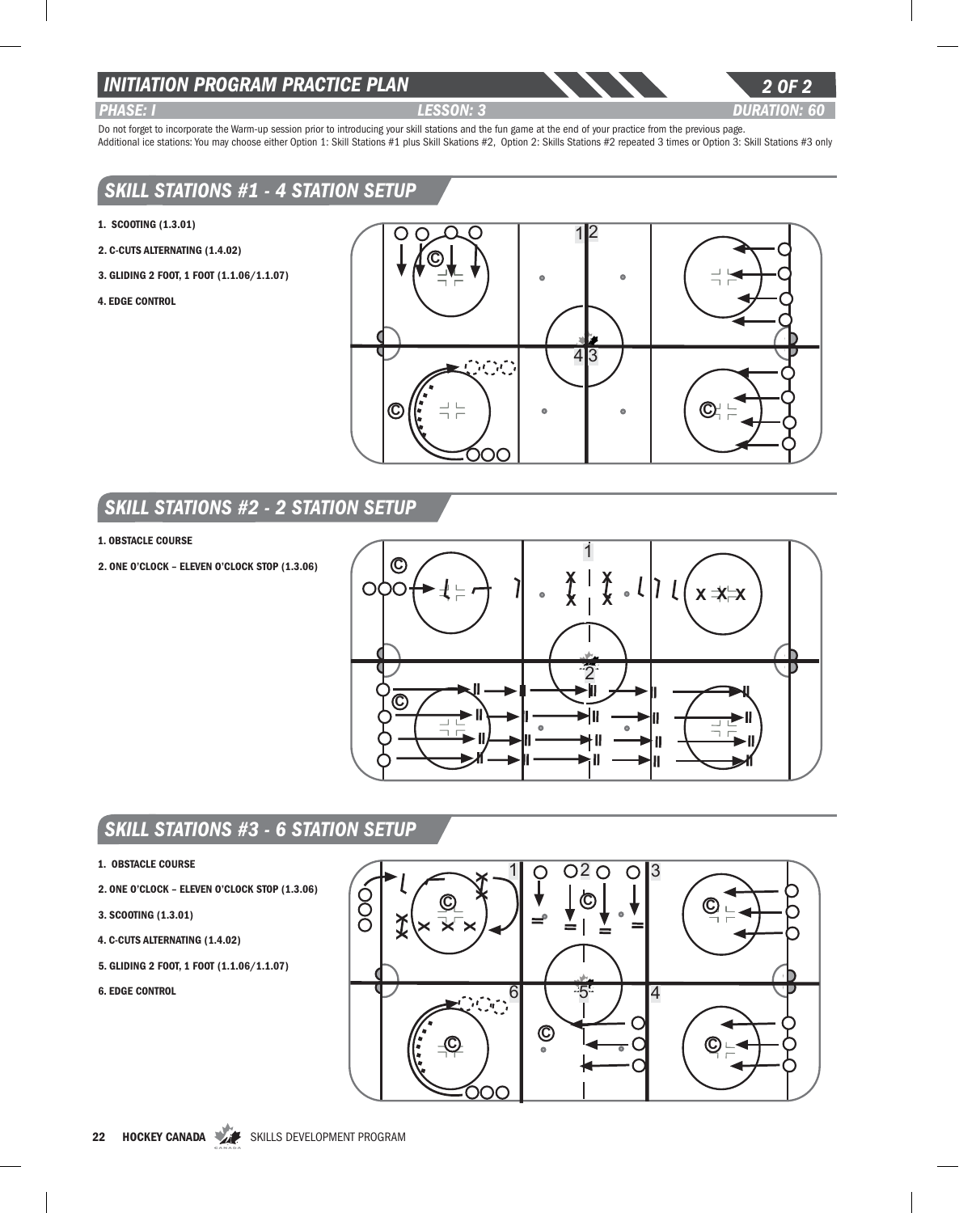# INITIATION PROGRAM PRACTICE PLAN

*PHASE: I* *LESSON: 3* *DURATION: 60*

Do not forget to incorporate the Warm-up session prior to introducing your skill stations and the fun game at the end of your practice from the previous page.
Additional ice stations: You may choose either Option 1: Skill Stations #1 plus Skill Skations #2, Option 2: Skills Stations #2 repeated 3 times or Option 3: Skill Stations #3 only

## SKILL STATIONS #1 - 4 STATION SETUP

1. **SCOOTING (1.3.01)**
2. **C-CUTS ALTERNATING (1.4.02)**
3. **GLIDING 2 FOOT, 1 FOOT (1.1.06/1.1.07)**
4. **EDGE CONTROL**

1 2

4 3

## SKILL STATIONS #2 - 2 STATION SETUP

1. **OBSTACLE COURSE**
2. **ONE O'CLOCK – ELEVEN O'CLOCK STOP (1.3.06)**

1

2

## SKILL STATIONS #3 - 6 STATION SETUP

1. **OBSTACLE COURSE**
2. **ONE O'CLOCK – ELEVEN O'CLOCK STOP (1.3.06)**
3. **SCOOTING (1.3.01)**
4. **C-CUTS ALTERNATING (1.4.02)**
5. **GLIDING 2 FOOT, 1 FOOT (1.1.06/1.1.07)**
6. **EDGE CONTROL**

1 2 3

6 5 4

HOCKEY CANADA SKILLS DEVELOPMENT PROGRAM